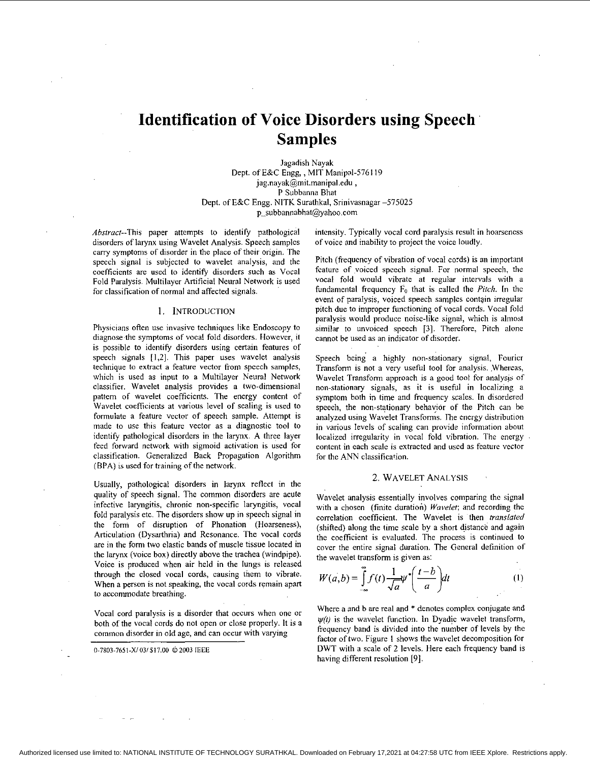# Identification of Voice Disorders using Speech Samples

Jagadish Nayak
Dept. of E&C Engg, , MIT Manipal-576119
jag.nayak@mit.manipal.edu ,
P Subbanna Bhat
Dept. of E&C Engg. NITK Surathkal, Srinivasnagar –575025
p_subbannabhat@yahoo.com

*Abstract*--This paper attempts to identify pathological disorders of larynx using Wavelet Analysis. Speech samples carry symptoms of disorder in the place of their origin. The speech signal is subjected to wavelet analysis, and the coefficients are used to identify disorders such as Vocal Fold Paralysis. Multilayer Artificial Neural Network is used for classification of normal and affected signals.

## 1. INTRODUCTION

Physicians often use invasive techniques like Endoscopy to diagnose the symptoms of vocal fold disorders. However, it is possible to identify disorders using certain features of speech signals [1,2]. This paper uses wavelet analysis technique to extract a feature vector from speech samples, which is used as input to a Multilayer Neural Network classifier. Wavelet analysis provides a two-dimensional pattern of wavelet coefficients. The energy content of Wavelet coefficients at various level of scaling is used to formulate a feature vector of speech sample. Attempt is made to use this feature vector as a diagnostic tool to identify pathological disorders in the larynx. A three layer feed forward network with sigmoid activation is used for classification. Generalized Back Propagation Algorithm (BPA) is used for training of the network.

Usually, pathological disorders in larynx reflect in the quality of speech signal. The common disorders are acute infective laryngitis, chronic non-specific laryngitis, vocal fold paralysis etc. The disorders show up in speech signal in the form of disruption of Phonation (Hoarseness), Articulation (Dysarthria) and Resonance. The vocal cords are in the form two elastic bands of muscle tissue located in the larynx (voice box) directly above the trachea (windpipe). Voice is produced when air held in the lungs is released through the closed vocal cords, causing them to vibrate. When a person is not speaking, the vocal cords remain apart to accommodate breathing.

Vocal cord paralysis is a disorder that occurs when one or both of the vocal cords do not open or close properly. It is a common disorder in old age, and can occur with varying intensity. Typically vocal cord paralysis result in hoarseness of voice and inability to project the voice loudly.

Pitch (frequency of vibration of vocal cords) is an important feature of voiced speech signal. For normal speech, the vocal fold would vibrate at regular intervals with a fundamental frequency $F_0$ that is called the *Pitch*. In the event of paralysis, voiced speech samples contain irregular pitch due to improper functioning of vocal cords. Vocal fold paralysis would produce noise-like signal, which is almost similar to unvoiced speech [3]. Therefore, Pitch alone cannot be used as an indicator of disorder.

Speech being a highly non-stationary signal, Fourier Transform is not a very useful tool for analysis. Whereas, Wavelet Transform approach is a good tool for analysis of non-stationary signals, as it is useful in localizing a symptom both in time and frequency scales. In disordered speech, the non-stationary behavior of the Pitch can be analyzed using Wavelet Transforms. The energy distribution in various levels of scaling can provide information about localized irregularity in vocal fold vibration. The energy content in each scale is extracted and used as feature vector for the ANN classification.

## 2. WAVELET ANALYSIS

Wavelet analysis essentially involves comparing the signal with a chosen (finite duration) *Wavelet*; and recording the correlation coefficient. The Wavelet is then *translated* (shifted) along the time scale by a short distance and again the coefficient is evaluated. The process is continued to cover the entire signal duration. The General definition of the wavelet transform is given as:

$$W(a,b) = \int_{-\infty}^{\infty} f(t)\frac{1}{\sqrt{a}}\psi^{*}\left(\frac{t-b}{a}\right)dt \tag{1}$$

Where a and b are real and * denotes complex conjugate and $\psi(t)$ is the wavelet function. In Dyadic wavelet transform, frequency band is divided into the number of levels by the factor of two. Figure 1 shows the wavelet decomposition for DWT with a scale of 2 levels. Here each frequency band is having different resolution [9].

0-7803-7651-X/03/$17.00 © 2003 IEEE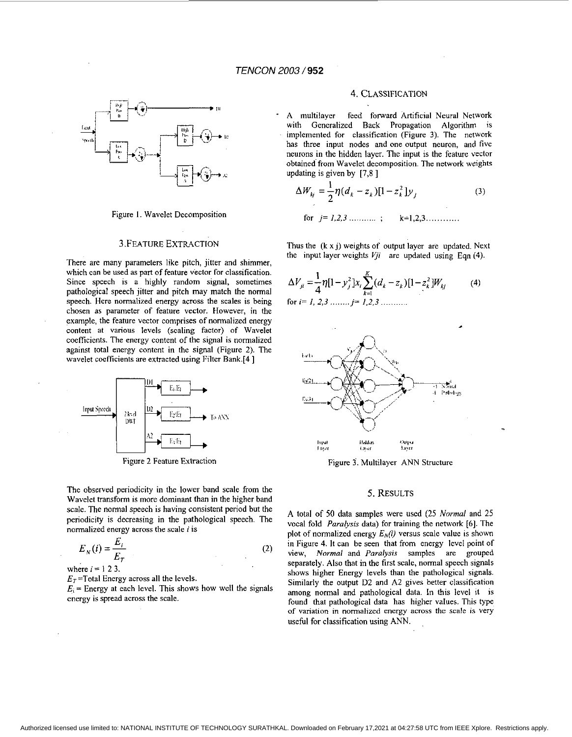Figure 1. Wavelet Decomposition

## 3. FEATURE EXTRACTION

There are many parameters like pitch, jitter and shimmer, which can be used as part of feature vector for classification. Since speech is a highly random signal, sometimes pathological speech jitter and pitch may match the normal speech. Here normalized energy across the scales is being chosen as parameter of feature vector. However, in the example, the feature vector comprises of normalized energy content at various levels (scaling factor) of Wavelet coefficients. The energy content of the signal is normalized against total energy content in the signal (Figure 2). The wavelet coefficients are extracted using Filter Bank.[4]

Figure 2 Feature Extraction

The observed periodicity in the lower band scale from the Wavelet transform is more dominant than in the higher band scale. The normal speech is having consistent period but the periodicity is decreasing in the pathological speech. The normalized energy across the scale $i$ is

$$E_N(i) = \frac{E_i}{E_T} \tag{2}$$

where $i$ = 1 2 3.

$E_T$ =Total Energy across all the levels.

$E_i$ = Energy at each level. This shows how well the signals energy is spread across the scale.

## 4. CLASSIFICATION

A multilayer feed forward Artificial Neural Network with Generalized Back Propagation Algorithm is implemented for classification (Figure 3). The network has three input nodes and one output neuron, and five neurons in the hidden layer. The input is the feature vector obtained from Wavelet decomposition. The network weights updating is given by [7,8]

$$\Delta W_{kj} = \frac{1}{2}\eta(d_k - z_k)[1 - z_k^2]y_j \tag{3}$$

for $j = 1,2,3$ .......... ; $k=1,2,3$............

Thus the (k x j) weights of output layer are updated. Next the input layer weights $Vji$ are updated using Eqn (4).

$$\Delta V_{ji} = \frac{1}{4}\eta[1 - y_j^2]x_i \sum_{k=1}^{K}(d_k - z_k)[1 - z_k^2]W_{kj} \tag{4}$$

for $i = 1, 2, 3$ ........ $j = 1,2,3$ ..........

Figure 3. Multilayer ANN Structure

## 5. RESULTS

A total of 50 data samples were used (25 *Normal* and 25 vocal fold *Paralysis* data) for training the network [6]. The plot of normalized energy $E_N(i)$ versus scale value is shown in Figure 4. It can be seen that from energy level point of view, *Normal* and *Paralysis* samples are grouped separately. Also that in the first scale, normal speech signals shows higher Energy levels than the pathological signals. Similarly the output D2 and A2 gives better classification among normal and pathological data. In this level it is found that pathological data has higher values. This type of variation in normalized energy across the scale is very useful for classification using ANN.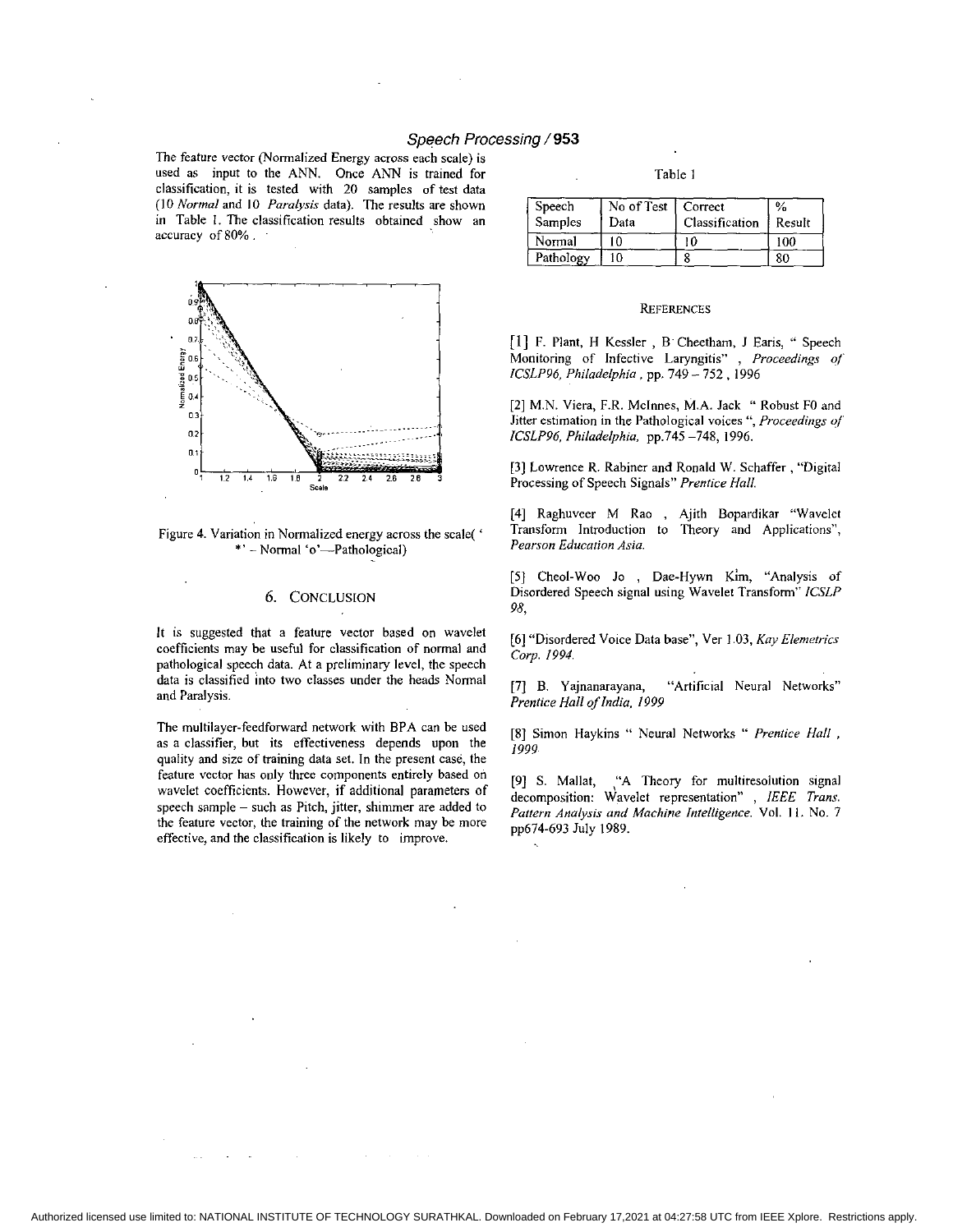The feature vector (Normalized Energy across each scale) is used as input to the ANN. Once ANN is trained for classification, it is tested with 20 samples of test data (10 *Normal* and 10 *Paralysis* data). The results are shown in Table 1. The classification results obtained show an accuracy of 80%.

Normalized Energy

0.9
0.8
0.7
0.6
0.5
0.4
0.3
0.2
0.1
0

1 1.2 1.4 1.6 1.8 2 2.2 2.4 2.6 2.8 3

Scale

Figure 4. Variation in Normalized energy across the scale( '*' – Normal 'o'—Pathological)

Table 1

| Speech Samples | No of Test Data | Correct Classification | % Result |
|---|---|---|---|
| Normal | 10 | 10 | 100 |
| Pathology | 10 | 8 | 80 |

## 6. CONCLUSION

It is suggested that a feature vector based on wavelet coefficients may be useful for classification of normal and pathological speech data. At a preliminary level, the speech data is classified into two classes under the heads Normal and Paralysis.

The multilayer-feedforward network with BPA can be used as a classifier, but its effectiveness depends upon the quality and size of training data set. In the present case, the feature vector has only three components entirely based on wavelet coefficients. However, if additional parameters of speech sample – such as Pitch, jitter, shimmer are added to the feature vector, the training of the network may be more effective, and the classification is likely to improve.

## REFERENCES

[1] F. Plant, H Kessler , B Cheetham, J Earis, " Speech Monitoring of Infective Laryngitis" , *Proceedings of ICSLP96, Philadelphia* , pp. 749 – 752 , 1996

[2] M.N. Viera, F.R. McInnes, M.A. Jack " Robust F0 and Jitter estimation in the Pathological voices ", *Proceedings of ICSLP96, Philadelphia,* pp.745 –748, 1996.

[3] Lowrence R. Rabiner and Ronald W. Schaffer , "Digital Processing of Speech Signals" *Prentice Hall.*

[4] Raghuveer M Rao , Ajith Bopardikar "Wavelet Transform Introduction to Theory and Applications", *Pearson Education Asia.*

[5] Cheol-Woo Jo , Dae-Hywn Kim, "Analysis of Disordered Speech signal using Wavelet Transform" *ICSLP 98,*

[6] "Disordered Voice Data base", Ver 1.03, *Kay Elemetrics Corp. 1994.*

[7] B. Yajnanarayana, "Artificial Neural Networks" *Prentice Hall of India, 1999*

[8] Simon Haykins " Neural Networks " *Prentice Hall , 1999*

[9] S. Mallat, "A Theory for multiresolution signal decomposition: Wavelet representation" , *IEEE Trans. Pattern Analysis and Machine Intelligence.* Vol. 11. No. 7 pp674-693 July 1989.